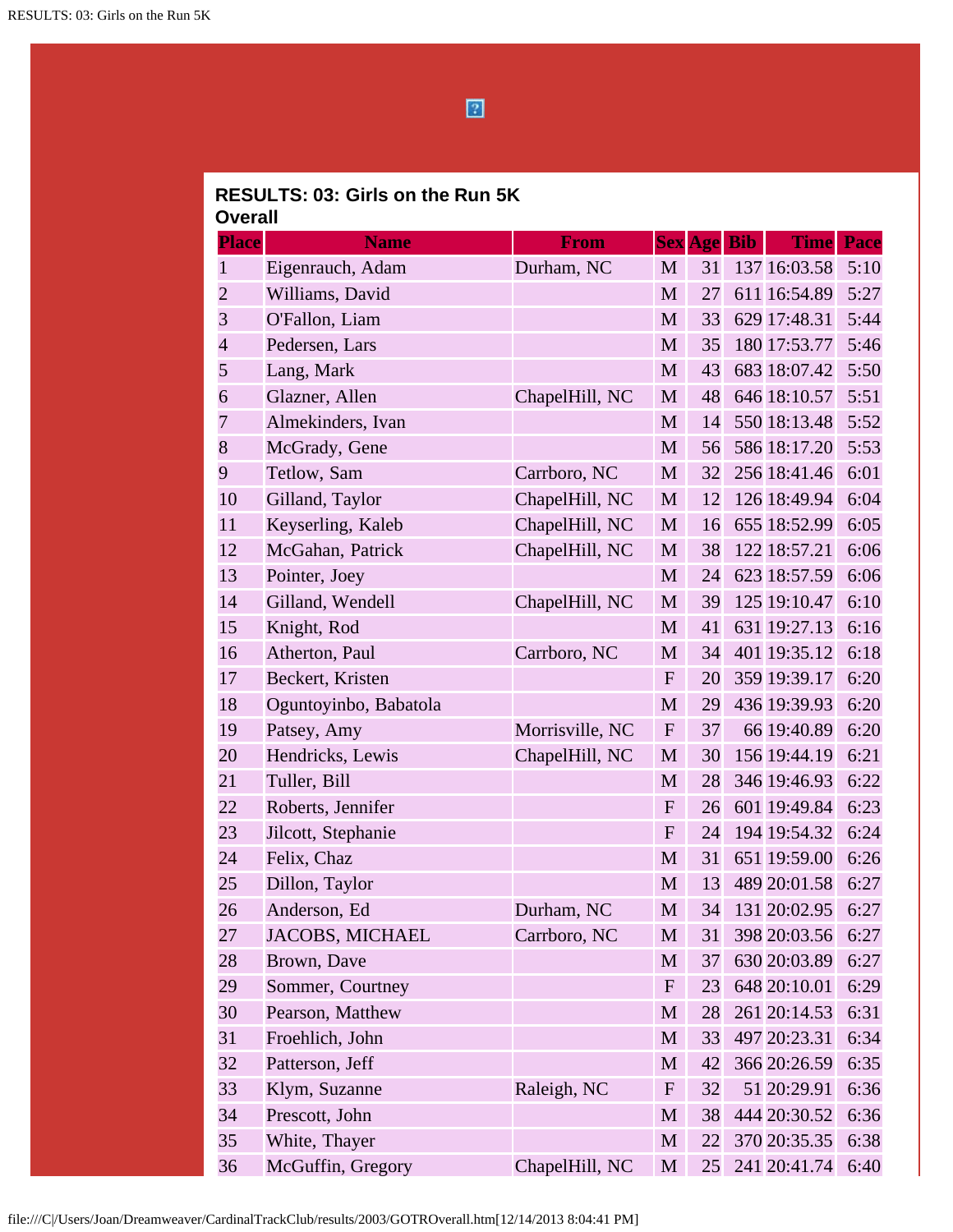## RESULTS: 03: Girls on the Run 5K

### Overall

| Place | Name | From | Sex | Age | Bib | Time | Pace |
|---|---|---|---|---|---|---|---|
| 1 | Eigenrauch, Adam | Durham, NC | M | 31 | 137 | 16:03.58 | 5:10 |
| 2 | Williams, David | | M | 27 | 611 | 16:54.89 | 5:27 |
| 3 | O'Fallon, Liam | | M | 33 | 629 | 17:48.31 | 5:44 |
| 4 | Pedersen, Lars | | M | 35 | 180 | 17:53.77 | 5:46 |
| 5 | Lang, Mark | | M | 43 | 683 | 18:07.42 | 5:50 |
| 6 | Glazner, Allen | ChapelHill, NC | M | 48 | 646 | 18:10.57 | 5:51 |
| 7 | Almekinders, Ivan | | M | 14 | 550 | 18:13.48 | 5:52 |
| 8 | McGrady, Gene | | M | 56 | 586 | 18:17.20 | 5:53 |
| 9 | Tetlow, Sam | Carrboro, NC | M | 32 | 256 | 18:41.46 | 6:01 |
| 10 | Gilland, Taylor | ChapelHill, NC | M | 12 | 126 | 18:49.94 | 6:04 |
| 11 | Keyserling, Kaleb | ChapelHill, NC | M | 16 | 655 | 18:52.99 | 6:05 |
| 12 | McGahan, Patrick | ChapelHill, NC | M | 38 | 122 | 18:57.21 | 6:06 |
| 13 | Pointer, Joey | | M | 24 | 623 | 18:57.59 | 6:06 |
| 14 | Gilland, Wendell | ChapelHill, NC | M | 39 | 125 | 19:10.47 | 6:10 |
| 15 | Knight, Rod | | M | 41 | 631 | 19:27.13 | 6:16 |
| 16 | Atherton, Paul | Carrboro, NC | M | 34 | 401 | 19:35.12 | 6:18 |
| 17 | Beckert, Kristen | | F | 20 | 359 | 19:39.17 | 6:20 |
| 18 | Oguntoyinbo, Babatola | | M | 29 | 436 | 19:39.93 | 6:20 |
| 19 | Patsey, Amy | Morrisville, NC | F | 37 | 66 | 19:40.89 | 6:20 |
| 20 | Hendricks, Lewis | ChapelHill, NC | M | 30 | 156 | 19:44.19 | 6:21 |
| 21 | Tuller, Bill | | M | 28 | 346 | 19:46.93 | 6:22 |
| 22 | Roberts, Jennifer | | F | 26 | 601 | 19:49.84 | 6:23 |
| 23 | Jilcott, Stephanie | | F | 24 | 194 | 19:54.32 | 6:24 |
| 24 | Felix, Chaz | | M | 31 | 651 | 19:59.00 | 6:26 |
| 25 | Dillon, Taylor | | M | 13 | 489 | 20:01.58 | 6:27 |
| 26 | Anderson, Ed | Durham, NC | M | 34 | 131 | 20:02.95 | 6:27 |
| 27 | JACOBS, MICHAEL | Carrboro, NC | M | 31 | 398 | 20:03.56 | 6:27 |
| 28 | Brown, Dave | | M | 37 | 630 | 20:03.89 | 6:27 |
| 29 | Sommer, Courtney | | F | 23 | 648 | 20:10.01 | 6:29 |
| 30 | Pearson, Matthew | | M | 28 | 261 | 20:14.53 | 6:31 |
| 31 | Froehlich, John | | M | 33 | 497 | 20:23.31 | 6:34 |
| 32 | Patterson, Jeff | | M | 42 | 366 | 20:26.59 | 6:35 |
| 33 | Klym, Suzanne | Raleigh, NC | F | 32 | 51 | 20:29.91 | 6:36 |
| 34 | Prescott, John | | M | 38 | 444 | 20:30.52 | 6:36 |
| 35 | White, Thayer | | M | 22 | 370 | 20:35.35 | 6:38 |
| 36 | McGuffin, Gregory | ChapelHill, NC | M | 25 | 241 | 20:41.74 | 6:40 |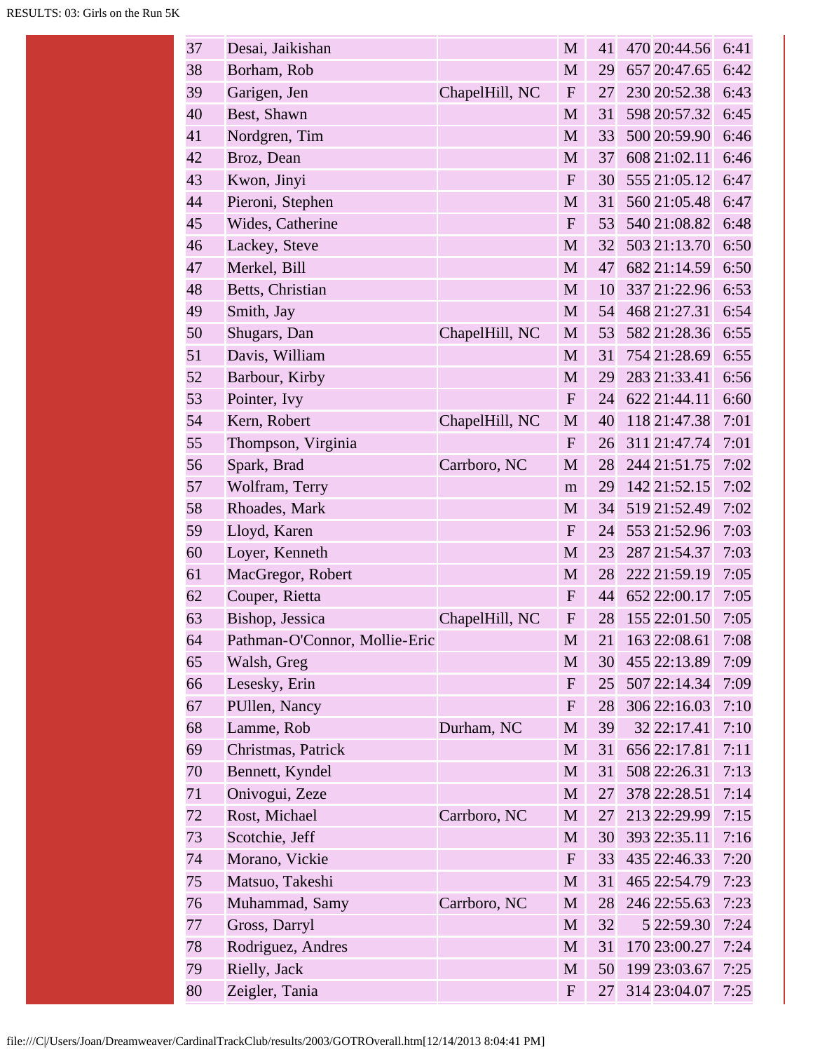| 37 | Desai, Jaikishan | | M | 41 | 470 | 20:44.56 | 6:41 |
|---|---|---|---|---|---|---|---|
| 38 | Borham, Rob | | M | 29 | 657 | 20:47.65 | 6:42 |
| 39 | Garigen, Jen | ChapelHill, NC | F | 27 | 230 | 20:52.38 | 6:43 |
| 40 | Best, Shawn | | M | 31 | 598 | 20:57.32 | 6:45 |
| 41 | Nordgren, Tim | | M | 33 | 500 | 20:59.90 | 6:46 |
| 42 | Broz, Dean | | M | 37 | 608 | 21:02.11 | 6:46 |
| 43 | Kwon, Jinyi | | F | 30 | 555 | 21:05.12 | 6:47 |
| 44 | Pieroni, Stephen | | M | 31 | 560 | 21:05.48 | 6:47 |
| 45 | Wides, Catherine | | F | 53 | 540 | 21:08.82 | 6:48 |
| 46 | Lackey, Steve | | M | 32 | 503 | 21:13.70 | 6:50 |
| 47 | Merkel, Bill | | M | 47 | 682 | 21:14.59 | 6:50 |
| 48 | Betts, Christian | | M | 10 | 337 | 21:22.96 | 6:53 |
| 49 | Smith, Jay | | M | 54 | 468 | 21:27.31 | 6:54 |
| 50 | Shugars, Dan | ChapelHill, NC | M | 53 | 582 | 21:28.36 | 6:55 |
| 51 | Davis, William | | M | 31 | 754 | 21:28.69 | 6:55 |
| 52 | Barbour, Kirby | | M | 29 | 283 | 21:33.41 | 6:56 |
| 53 | Pointer, Ivy | | F | 24 | 622 | 21:44.11 | 6:60 |
| 54 | Kern, Robert | ChapelHill, NC | M | 40 | 118 | 21:47.38 | 7:01 |
| 55 | Thompson, Virginia | | F | 26 | 311 | 21:47.74 | 7:01 |
| 56 | Spark, Brad | Carrboro, NC | M | 28 | 244 | 21:51.75 | 7:02 |
| 57 | Wolfram, Terry | | m | 29 | 142 | 21:52.15 | 7:02 |
| 58 | Rhoades, Mark | | M | 34 | 519 | 21:52.49 | 7:02 |
| 59 | Lloyd, Karen | | F | 24 | 553 | 21:52.96 | 7:03 |
| 60 | Loyer, Kenneth | | M | 23 | 287 | 21:54.37 | 7:03 |
| 61 | MacGregor, Robert | | M | 28 | 222 | 21:59.19 | 7:05 |
| 62 | Couper, Rietta | | F | 44 | 652 | 22:00.17 | 7:05 |
| 63 | Bishop, Jessica | ChapelHill, NC | F | 28 | 155 | 22:01.50 | 7:05 |
| 64 | Pathman-O'Connor, Mollie-Eric | | M | 21 | 163 | 22:08.61 | 7:08 |
| 65 | Walsh, Greg | | M | 30 | 455 | 22:13.89 | 7:09 |
| 66 | Lesesky, Erin | | F | 25 | 507 | 22:14.34 | 7:09 |
| 67 | PUllen, Nancy | | F | 28 | 306 | 22:16.03 | 7:10 |
| 68 | Lamme, Rob | Durham, NC | M | 39 | 32 | 22:17.41 | 7:10 |
| 69 | Christmas, Patrick | | M | 31 | 656 | 22:17.81 | 7:11 |
| 70 | Bennett, Kyndel | | M | 31 | 508 | 22:26.31 | 7:13 |
| 71 | Onivogui, Zeze | | M | 27 | 378 | 22:28.51 | 7:14 |
| 72 | Rost, Michael | Carrboro, NC | M | 27 | 213 | 22:29.99 | 7:15 |
| 73 | Scotchie, Jeff | | M | 30 | 393 | 22:35.11 | 7:16 |
| 74 | Morano, Vickie | | F | 33 | 435 | 22:46.33 | 7:20 |
| 75 | Matsuo, Takeshi | | M | 31 | 465 | 22:54.79 | 7:23 |
| 76 | Muhammad, Samy | Carrboro, NC | M | 28 | 246 | 22:55.63 | 7:23 |
| 77 | Gross, Darryl | | M | 32 | 5 | 22:59.30 | 7:24 |
| 78 | Rodriguez, Andres | | M | 31 | 170 | 23:00.27 | 7:24 |
| 79 | Rielly, Jack | | M | 50 | 199 | 23:03.67 | 7:25 |
| 80 | Zeigler, Tania | | F | 27 | 314 | 23:04.07 | 7:25 |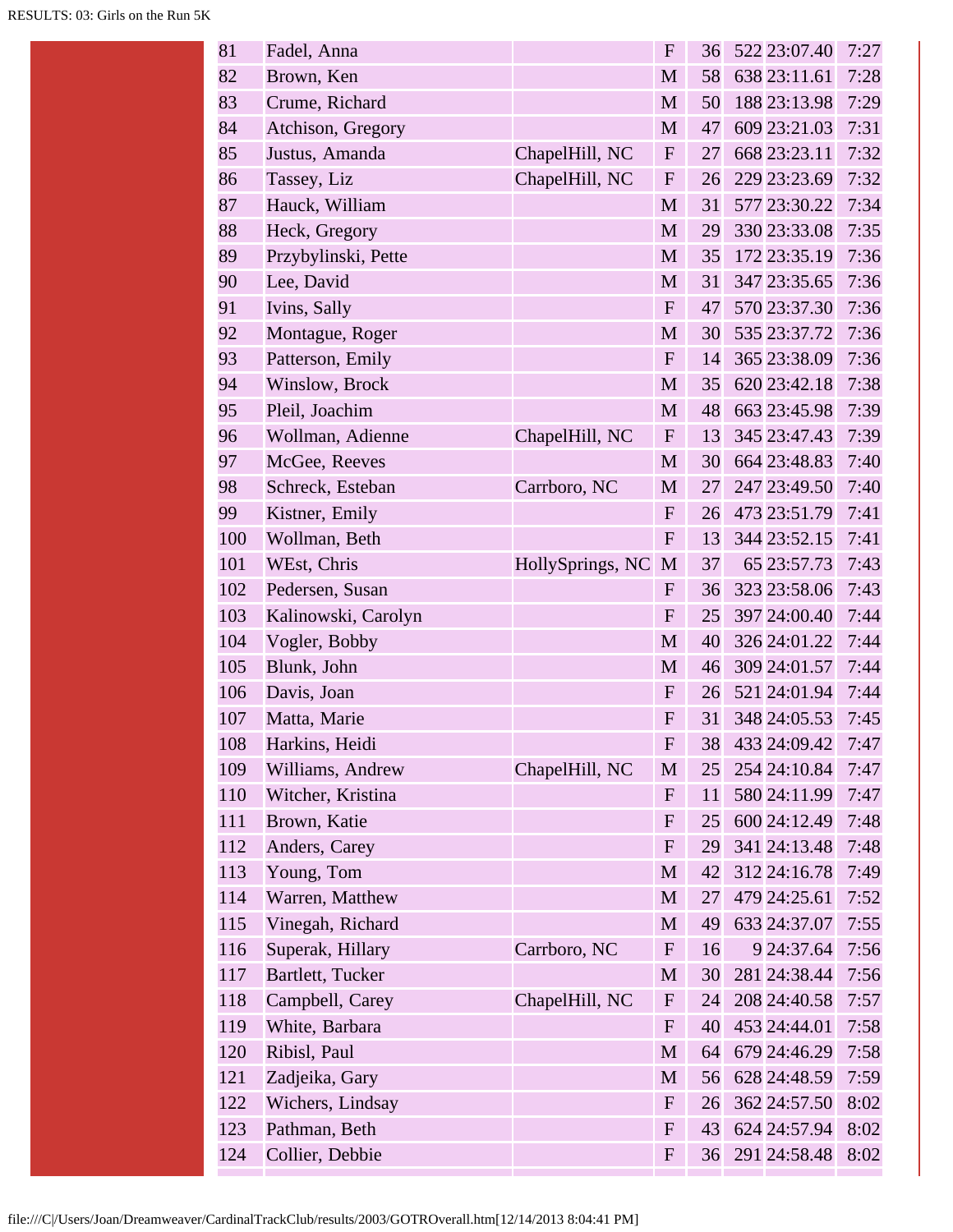| 81 | Fadel, Anna | | F | 36 | 522 | 23:07.40 | 7:27 |
|---|---|---|---|---|---|---|---|
| 82 | Brown, Ken | | M | 58 | 638 | 23:11.61 | 7:28 |
| 83 | Crume, Richard | | M | 50 | 188 | 23:13.98 | 7:29 |
| 84 | Atchison, Gregory | | M | 47 | 609 | 23:21.03 | 7:31 |
| 85 | Justus, Amanda | ChapelHill, NC | F | 27 | 668 | 23:23.11 | 7:32 |
| 86 | Tassey, Liz | ChapelHill, NC | F | 26 | 229 | 23:23.69 | 7:32 |
| 87 | Hauck, William | | M | 31 | 577 | 23:30.22 | 7:34 |
| 88 | Heck, Gregory | | M | 29 | 330 | 23:33.08 | 7:35 |
| 89 | Przybylinski, Pette | | M | 35 | 172 | 23:35.19 | 7:36 |
| 90 | Lee, David | | M | 31 | 347 | 23:35.65 | 7:36 |
| 91 | Ivins, Sally | | F | 47 | 570 | 23:37.30 | 7:36 |
| 92 | Montague, Roger | | M | 30 | 535 | 23:37.72 | 7:36 |
| 93 | Patterson, Emily | | F | 14 | 365 | 23:38.09 | 7:36 |
| 94 | Winslow, Brock | | M | 35 | 620 | 23:42.18 | 7:38 |
| 95 | Pleil, Joachim | | M | 48 | 663 | 23:45.98 | 7:39 |
| 96 | Wollman, Adienne | ChapelHill, NC | F | 13 | 345 | 23:47.43 | 7:39 |
| 97 | McGee, Reeves | | M | 30 | 664 | 23:48.83 | 7:40 |
| 98 | Schreck, Esteban | Carrboro, NC | M | 27 | 247 | 23:49.50 | 7:40 |
| 99 | Kistner, Emily | | F | 26 | 473 | 23:51.79 | 7:41 |
| 100 | Wollman, Beth | | F | 13 | 344 | 23:52.15 | 7:41 |
| 101 | WEst, Chris | HollySprings, NC | M | 37 | 65 | 23:57.73 | 7:43 |
| 102 | Pedersen, Susan | | F | 36 | 323 | 23:58.06 | 7:43 |
| 103 | Kalinowski, Carolyn | | F | 25 | 397 | 24:00.40 | 7:44 |
| 104 | Vogler, Bobby | | M | 40 | 326 | 24:01.22 | 7:44 |
| 105 | Blunk, John | | M | 46 | 309 | 24:01.57 | 7:44 |
| 106 | Davis, Joan | | F | 26 | 521 | 24:01.94 | 7:44 |
| 107 | Matta, Marie | | F | 31 | 348 | 24:05.53 | 7:45 |
| 108 | Harkins, Heidi | | F | 38 | 433 | 24:09.42 | 7:47 |
| 109 | Williams, Andrew | ChapelHill, NC | M | 25 | 254 | 24:10.84 | 7:47 |
| 110 | Witcher, Kristina | | F | 11 | 580 | 24:11.99 | 7:47 |
| 111 | Brown, Katie | | F | 25 | 600 | 24:12.49 | 7:48 |
| 112 | Anders, Carey | | F | 29 | 341 | 24:13.48 | 7:48 |
| 113 | Young, Tom | | M | 42 | 312 | 24:16.78 | 7:49 |
| 114 | Warren, Matthew | | M | 27 | 479 | 24:25.61 | 7:52 |
| 115 | Vinegah, Richard | | M | 49 | 633 | 24:37.07 | 7:55 |
| 116 | Superak, Hillary | Carrboro, NC | F | 16 | 9 | 24:37.64 | 7:56 |
| 117 | Bartlett, Tucker | | M | 30 | 281 | 24:38.44 | 7:56 |
| 118 | Campbell, Carey | ChapelHill, NC | F | 24 | 208 | 24:40.58 | 7:57 |
| 119 | White, Barbara | | F | 40 | 453 | 24:44.01 | 7:58 |
| 120 | Ribisl, Paul | | M | 64 | 679 | 24:46.29 | 7:58 |
| 121 | Zadjeika, Gary | | M | 56 | 628 | 24:48.59 | 7:59 |
| 122 | Wichers, Lindsay | | F | 26 | 362 | 24:57.50 | 8:02 |
| 123 | Pathman, Beth | | F | 43 | 624 | 24:57.94 | 8:02 |
| 124 | Collier, Debbie | | F | 36 | 291 | 24:58.48 | 8:02 |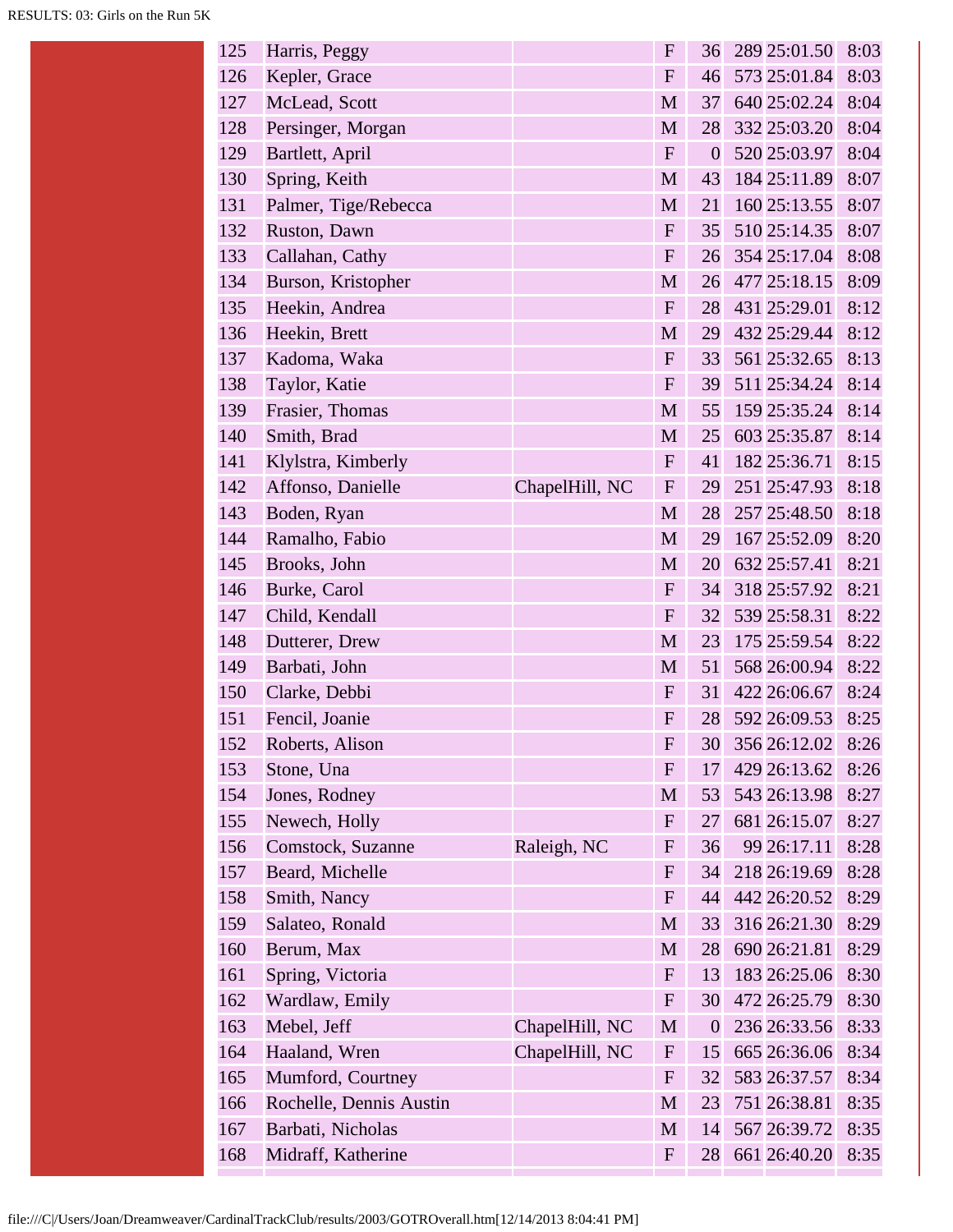| | | | | | | | |
|---|---|---|---|---|---|---|---|
| 125 | Harris, Peggy | | F | 36 | 289 | 25:01.50 | 8:03 |
| 126 | Kepler, Grace | | F | 46 | 573 | 25:01.84 | 8:03 |
| 127 | McLead, Scott | | M | 37 | 640 | 25:02.24 | 8:04 |
| 128 | Persinger, Morgan | | M | 28 | 332 | 25:03.20 | 8:04 |
| 129 | Bartlett, April | | F | 0 | 520 | 25:03.97 | 8:04 |
| 130 | Spring, Keith | | M | 43 | 184 | 25:11.89 | 8:07 |
| 131 | Palmer, Tige/Rebecca | | M | 21 | 160 | 25:13.55 | 8:07 |
| 132 | Ruston, Dawn | | F | 35 | 510 | 25:14.35 | 8:07 |
| 133 | Callahan, Cathy | | F | 26 | 354 | 25:17.04 | 8:08 |
| 134 | Burson, Kristopher | | M | 26 | 477 | 25:18.15 | 8:09 |
| 135 | Heekin, Andrea | | F | 28 | 431 | 25:29.01 | 8:12 |
| 136 | Heekin, Brett | | M | 29 | 432 | 25:29.44 | 8:12 |
| 137 | Kadoma, Waka | | F | 33 | 561 | 25:32.65 | 8:13 |
| 138 | Taylor, Katie | | F | 39 | 511 | 25:34.24 | 8:14 |
| 139 | Frasier, Thomas | | M | 55 | 159 | 25:35.24 | 8:14 |
| 140 | Smith, Brad | | M | 25 | 603 | 25:35.87 | 8:14 |
| 141 | Klylstra, Kimberly | | F | 41 | 182 | 25:36.71 | 8:15 |
| 142 | Affonso, Danielle | ChapelHill, NC | F | 29 | 251 | 25:47.93 | 8:18 |
| 143 | Boden, Ryan | | M | 28 | 257 | 25:48.50 | 8:18 |
| 144 | Ramalho, Fabio | | M | 29 | 167 | 25:52.09 | 8:20 |
| 145 | Brooks, John | | M | 20 | 632 | 25:57.41 | 8:21 |
| 146 | Burke, Carol | | F | 34 | 318 | 25:57.92 | 8:21 |
| 147 | Child, Kendall | | F | 32 | 539 | 25:58.31 | 8:22 |
| 148 | Dutterer, Drew | | M | 23 | 175 | 25:59.54 | 8:22 |
| 149 | Barbati, John | | M | 51 | 568 | 26:00.94 | 8:22 |
| 150 | Clarke, Debbi | | F | 31 | 422 | 26:06.67 | 8:24 |
| 151 | Fencil, Joanie | | F | 28 | 592 | 26:09.53 | 8:25 |
| 152 | Roberts, Alison | | F | 30 | 356 | 26:12.02 | 8:26 |
| 153 | Stone, Una | | F | 17 | 429 | 26:13.62 | 8:26 |
| 154 | Jones, Rodney | | M | 53 | 543 | 26:13.98 | 8:27 |
| 155 | Newech, Holly | | F | 27 | 681 | 26:15.07 | 8:27 |
| 156 | Comstock, Suzanne | Raleigh, NC | F | 36 | 99 | 26:17.11 | 8:28 |
| 157 | Beard, Michelle | | F | 34 | 218 | 26:19.69 | 8:28 |
| 158 | Smith, Nancy | | F | 44 | 442 | 26:20.52 | 8:29 |
| 159 | Salateo, Ronald | | M | 33 | 316 | 26:21.30 | 8:29 |
| 160 | Berum, Max | | M | 28 | 690 | 26:21.81 | 8:29 |
| 161 | Spring, Victoria | | F | 13 | 183 | 26:25.06 | 8:30 |
| 162 | Wardlaw, Emily | | F | 30 | 472 | 26:25.79 | 8:30 |
| 163 | Mebel, Jeff | ChapelHill, NC | M | 0 | 236 | 26:33.56 | 8:33 |
| 164 | Haaland, Wren | ChapelHill, NC | F | 15 | 665 | 26:36.06 | 8:34 |
| 165 | Mumford, Courtney | | F | 32 | 583 | 26:37.57 | 8:34 |
| 166 | Rochelle, Dennis Austin | | M | 23 | 751 | 26:38.81 | 8:35 |
| 167 | Barbati, Nicholas | | M | 14 | 567 | 26:39.72 | 8:35 |
| 168 | Midraff, Katherine | | F | 28 | 661 | 26:40.20 | 8:35 |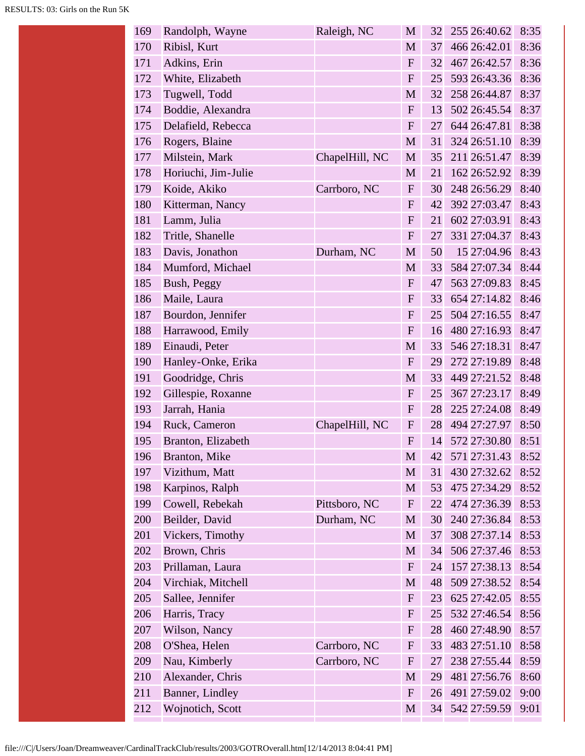| | | | | | | | |
|---|---|---|---|---|---|---|---|
| 169 | Randolph, Wayne | Raleigh, NC | M | 32 | 255 | 26:40.62 | 8:35 |
| 170 | Ribisl, Kurt | | M | 37 | 466 | 26:42.01 | 8:36 |
| 171 | Adkins, Erin | | F | 32 | 467 | 26:42.57 | 8:36 |
| 172 | White, Elizabeth | | F | 25 | 593 | 26:43.36 | 8:36 |
| 173 | Tugwell, Todd | | M | 32 | 258 | 26:44.87 | 8:37 |
| 174 | Boddie, Alexandra | | F | 13 | 502 | 26:45.54 | 8:37 |
| 175 | Delafield, Rebecca | | F | 27 | 644 | 26:47.81 | 8:38 |
| 176 | Rogers, Blaine | | M | 31 | 324 | 26:51.10 | 8:39 |
| 177 | Milstein, Mark | ChapelHill, NC | M | 35 | 211 | 26:51.47 | 8:39 |
| 178 | Horiuchi, Jim-Julie | | M | 21 | 162 | 26:52.92 | 8:39 |
| 179 | Koide, Akiko | Carrboro, NC | F | 30 | 248 | 26:56.29 | 8:40 |
| 180 | Kitterman, Nancy | | F | 42 | 392 | 27:03.47 | 8:43 |
| 181 | Lamm, Julia | | F | 21 | 602 | 27:03.91 | 8:43 |
| 182 | Tritle, Shanelle | | F | 27 | 331 | 27:04.37 | 8:43 |
| 183 | Davis, Jonathon | Durham, NC | M | 50 | 15 | 27:04.96 | 8:43 |
| 184 | Mumford, Michael | | M | 33 | 584 | 27:07.34 | 8:44 |
| 185 | Bush, Peggy | | F | 47 | 563 | 27:09.83 | 8:45 |
| 186 | Maile, Laura | | F | 33 | 654 | 27:14.82 | 8:46 |
| 187 | Bourdon, Jennifer | | F | 25 | 504 | 27:16.55 | 8:47 |
| 188 | Harrawood, Emily | | F | 16 | 480 | 27:16.93 | 8:47 |
| 189 | Einaudi, Peter | | M | 33 | 546 | 27:18.31 | 8:47 |
| 190 | Hanley-Onke, Erika | | F | 29 | 272 | 27:19.89 | 8:48 |
| 191 | Goodridge, Chris | | M | 33 | 449 | 27:21.52 | 8:48 |
| 192 | Gillespie, Roxanne | | F | 25 | 367 | 27:23.17 | 8:49 |
| 193 | Jarrah, Hania | | F | 28 | 225 | 27:24.08 | 8:49 |
| 194 | Ruck, Cameron | ChapelHill, NC | F | 28 | 494 | 27:27.97 | 8:50 |
| 195 | Branton, Elizabeth | | F | 14 | 572 | 27:30.80 | 8:51 |
| 196 | Branton, Mike | | M | 42 | 571 | 27:31.43 | 8:52 |
| 197 | Vizithum, Matt | | M | 31 | 430 | 27:32.62 | 8:52 |
| 198 | Karpinos, Ralph | | M | 53 | 475 | 27:34.29 | 8:52 |
| 199 | Cowell, Rebekah | Pittsboro, NC | F | 22 | 474 | 27:36.39 | 8:53 |
| 200 | Beilder, David | Durham, NC | M | 30 | 240 | 27:36.84 | 8:53 |
| 201 | Vickers, Timothy | | M | 37 | 308 | 27:37.14 | 8:53 |
| 202 | Brown, Chris | | M | 34 | 506 | 27:37.46 | 8:53 |
| 203 | Prillaman, Laura | | F | 24 | 157 | 27:38.13 | 8:54 |
| 204 | Virchiak, Mitchell | | M | 48 | 509 | 27:38.52 | 8:54 |
| 205 | Sallee, Jennifer | | F | 23 | 625 | 27:42.05 | 8:55 |
| 206 | Harris, Tracy | | F | 25 | 532 | 27:46.54 | 8:56 |
| 207 | Wilson, Nancy | | F | 28 | 460 | 27:48.90 | 8:57 |
| 208 | O'Shea, Helen | Carrboro, NC | F | 33 | 483 | 27:51.10 | 8:58 |
| 209 | Nau, Kimberly | Carrboro, NC | F | 27 | 238 | 27:55.44 | 8:59 |
| 210 | Alexander, Chris | | M | 29 | 481 | 27:56.76 | 8:60 |
| 211 | Banner, Lindley | | F | 26 | 491 | 27:59.02 | 9:00 |
| 212 | Wojnotich, Scott | | M | 34 | 542 | 27:59.59 | 9:01 |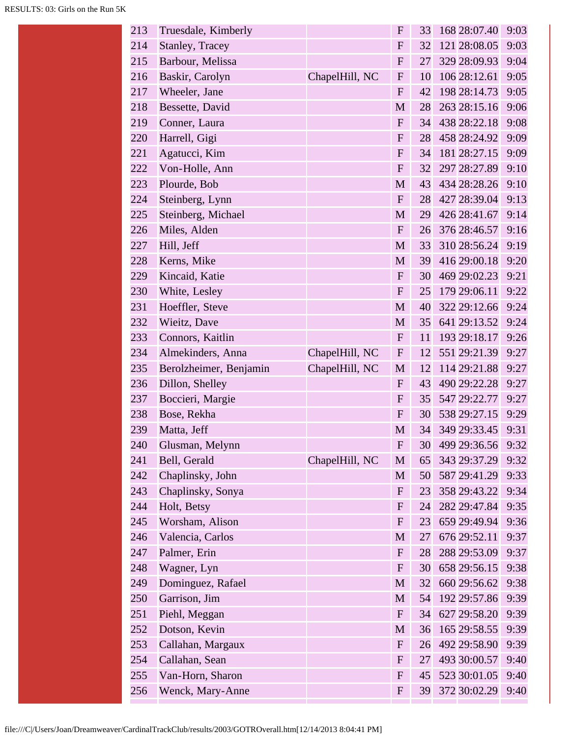| | | | | | | |
|---|---|---|---|---|---|---|
| 213 | Truesdale, Kimberly | | F | 33 | 168 28:07.40 | 9:03 |
| 214 | Stanley, Tracey | | F | 32 | 121 28:08.05 | 9:03 |
| 215 | Barbour, Melissa | | F | 27 | 329 28:09.93 | 9:04 |
| 216 | Baskir, Carolyn | ChapelHill, NC | F | 10 | 106 28:12.61 | 9:05 |
| 217 | Wheeler, Jane | | F | 42 | 198 28:14.73 | 9:05 |
| 218 | Bessette, David | | M | 28 | 263 28:15.16 | 9:06 |
| 219 | Conner, Laura | | F | 34 | 438 28:22.18 | 9:08 |
| 220 | Harrell, Gigi | | F | 28 | 458 28:24.92 | 9:09 |
| 221 | Agatucci, Kim | | F | 34 | 181 28:27.15 | 9:09 |
| 222 | Von-Holle, Ann | | F | 32 | 297 28:27.89 | 9:10 |
| 223 | Plourde, Bob | | M | 43 | 434 28:28.26 | 9:10 |
| 224 | Steinberg, Lynn | | F | 28 | 427 28:39.04 | 9:13 |
| 225 | Steinberg, Michael | | M | 29 | 426 28:41.67 | 9:14 |
| 226 | Miles, Alden | | F | 26 | 376 28:46.57 | 9:16 |
| 227 | Hill, Jeff | | M | 33 | 310 28:56.24 | 9:19 |
| 228 | Kerns, Mike | | M | 39 | 416 29:00.18 | 9:20 |
| 229 | Kincaid, Katie | | F | 30 | 469 29:02.23 | 9:21 |
| 230 | White, Lesley | | F | 25 | 179 29:06.11 | 9:22 |
| 231 | Hoeffler, Steve | | M | 40 | 322 29:12.66 | 9:24 |
| 232 | Wieitz, Dave | | M | 35 | 641 29:13.52 | 9:24 |
| 233 | Connors, Kaitlin | | F | 11 | 193 29:18.17 | 9:26 |
| 234 | Almekinders, Anna | ChapelHill, NC | F | 12 | 551 29:21.39 | 9:27 |
| 235 | Berolzheimer, Benjamin | ChapelHill, NC | M | 12 | 114 29:21.88 | 9:27 |
| 236 | Dillon, Shelley | | F | 43 | 490 29:22.28 | 9:27 |
| 237 | Boccieri, Margie | | F | 35 | 547 29:22.77 | 9:27 |
| 238 | Bose, Rekha | | F | 30 | 538 29:27.15 | 9:29 |
| 239 | Matta, Jeff | | M | 34 | 349 29:33.45 | 9:31 |
| 240 | Glusman, Melynn | | F | 30 | 499 29:36.56 | 9:32 |
| 241 | Bell, Gerald | ChapelHill, NC | M | 65 | 343 29:37.29 | 9:32 |
| 242 | Chaplinsky, John | | M | 50 | 587 29:41.29 | 9:33 |
| 243 | Chaplinsky, Sonya | | F | 23 | 358 29:43.22 | 9:34 |
| 244 | Holt, Betsy | | F | 24 | 282 29:47.84 | 9:35 |
| 245 | Worsham, Alison | | F | 23 | 659 29:49.94 | 9:36 |
| 246 | Valencia, Carlos | | M | 27 | 676 29:52.11 | 9:37 |
| 247 | Palmer, Erin | | F | 28 | 288 29:53.09 | 9:37 |
| 248 | Wagner, Lyn | | F | 30 | 658 29:56.15 | 9:38 |
| 249 | Dominguez, Rafael | | M | 32 | 660 29:56.62 | 9:38 |
| 250 | Garrison, Jim | | M | 54 | 192 29:57.86 | 9:39 |
| 251 | Piehl, Meggan | | F | 34 | 627 29:58.20 | 9:39 |
| 252 | Dotson, Kevin | | M | 36 | 165 29:58.55 | 9:39 |
| 253 | Callahan, Margaux | | F | 26 | 492 29:58.90 | 9:39 |
| 254 | Callahan, Sean | | F | 27 | 493 30:00.57 | 9:40 |
| 255 | Van-Horn, Sharon | | F | 45 | 523 30:01.05 | 9:40 |
| 256 | Wenck, Mary-Anne | | F | 39 | 372 30:02.29 | 9:40 |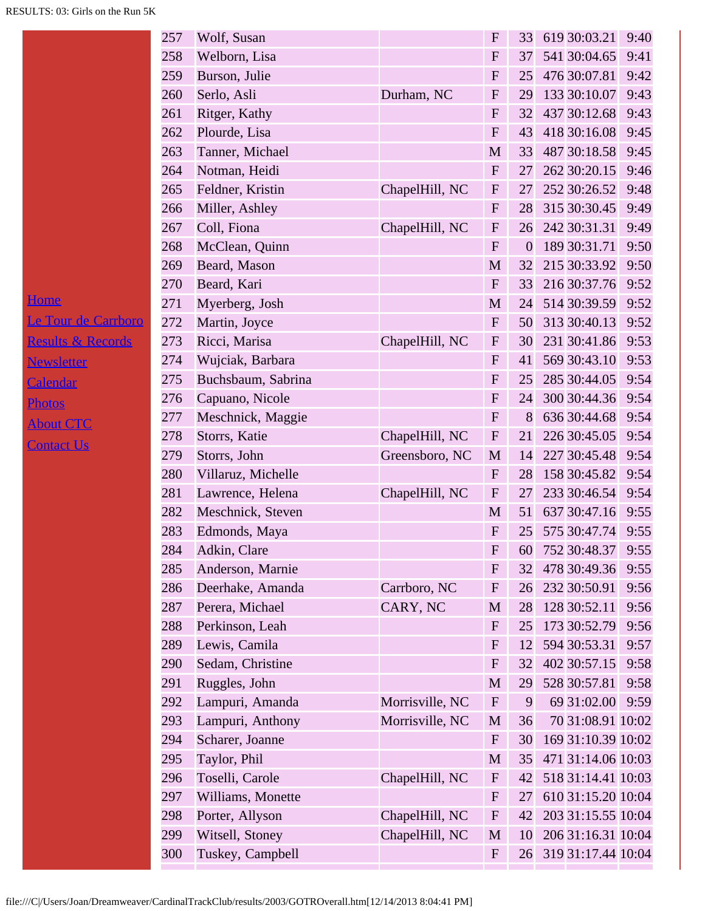Home
Le Tour de Carrboro
Results & Records
Newsletter
Calendar
Photos
About CTC
Contact Us

| | | | | | | | |
|---|---|---|---|---|---|---|---|
| 257 | Wolf, Susan | | F | 33 | 619 | 30:03.21 | 9:40 |
| 258 | Welborn, Lisa | | F | 37 | 541 | 30:04.65 | 9:41 |
| 259 | Burson, Julie | | F | 25 | 476 | 30:07.81 | 9:42 |
| 260 | Serlo, Asli | Durham, NC | F | 29 | 133 | 30:10.07 | 9:43 |
| 261 | Ritger, Kathy | | F | 32 | 437 | 30:12.68 | 9:43 |
| 262 | Plourde, Lisa | | F | 43 | 418 | 30:16.08 | 9:45 |
| 263 | Tanner, Michael | | M | 33 | 487 | 30:18.58 | 9:45 |
| 264 | Notman, Heidi | | F | 27 | 262 | 30:20.15 | 9:46 |
| 265 | Feldner, Kristin | ChapelHill, NC | F | 27 | 252 | 30:26.52 | 9:48 |
| 266 | Miller, Ashley | | F | 28 | 315 | 30:30.45 | 9:49 |
| 267 | Coll, Fiona | ChapelHill, NC | F | 26 | 242 | 30:31.31 | 9:49 |
| 268 | McClean, Quinn | | F | 0 | 189 | 30:31.71 | 9:50 |
| 269 | Beard, Mason | | M | 32 | 215 | 30:33.92 | 9:50 |
| 270 | Beard, Kari | | F | 33 | 216 | 30:37.76 | 9:52 |
| 271 | Myerberg, Josh | | M | 24 | 514 | 30:39.59 | 9:52 |
| 272 | Martin, Joyce | | F | 50 | 313 | 30:40.13 | 9:52 |
| 273 | Ricci, Marisa | ChapelHill, NC | F | 30 | 231 | 30:41.86 | 9:53 |
| 274 | Wujciak, Barbara | | F | 41 | 569 | 30:43.10 | 9:53 |
| 275 | Buchsbaum, Sabrina | | F | 25 | 285 | 30:44.05 | 9:54 |
| 276 | Capuano, Nicole | | F | 24 | 300 | 30:44.36 | 9:54 |
| 277 | Meschnick, Maggie | | F | 8 | 636 | 30:44.68 | 9:54 |
| 278 | Storrs, Katie | ChapelHill, NC | F | 21 | 226 | 30:45.05 | 9:54 |
| 279 | Storrs, John | Greensboro, NC | M | 14 | 227 | 30:45.48 | 9:54 |
| 280 | Villaruz, Michelle | | F | 28 | 158 | 30:45.82 | 9:54 |
| 281 | Lawrence, Helena | ChapelHill, NC | F | 27 | 233 | 30:46.54 | 9:54 |
| 282 | Meschnick, Steven | | M | 51 | 637 | 30:47.16 | 9:55 |
| 283 | Edmonds, Maya | | F | 25 | 575 | 30:47.74 | 9:55 |
| 284 | Adkin, Clare | | F | 60 | 752 | 30:48.37 | 9:55 |
| 285 | Anderson, Marnie | | F | 32 | 478 | 30:49.36 | 9:55 |
| 286 | Deerhake, Amanda | Carrboro, NC | F | 26 | 232 | 30:50.91 | 9:56 |
| 287 | Perera, Michael | CARY, NC | M | 28 | 128 | 30:52.11 | 9:56 |
| 288 | Perkinson, Leah | | F | 25 | 173 | 30:52.79 | 9:56 |
| 289 | Lewis, Camila | | F | 12 | 594 | 30:53.31 | 9:57 |
| 290 | Sedam, Christine | | F | 32 | 402 | 30:57.15 | 9:58 |
| 291 | Ruggles, John | | M | 29 | 528 | 30:57.81 | 9:58 |
| 292 | Lampuri, Amanda | Morrisville, NC | F | 9 | 69 | 31:02.00 | 9:59 |
| 293 | Lampuri, Anthony | Morrisville, NC | M | 36 | 70 | 31:08.91 | 10:02 |
| 294 | Scharer, Joanne | | F | 30 | 169 | 31:10.39 | 10:02 |
| 295 | Taylor, Phil | | M | 35 | 471 | 31:14.06 | 10:03 |
| 296 | Toselli, Carole | ChapelHill, NC | F | 42 | 518 | 31:14.41 | 10:03 |
| 297 | Williams, Monette | | F | 27 | 610 | 31:15.20 | 10:04 |
| 298 | Porter, Allyson | ChapelHill, NC | F | 42 | 203 | 31:15.55 | 10:04 |
| 299 | Witsell, Stoney | ChapelHill, NC | M | 10 | 206 | 31:16.31 | 10:04 |
| 300 | Tuskey, Campbell | | F | 26 | 319 | 31:17.44 | 10:04 |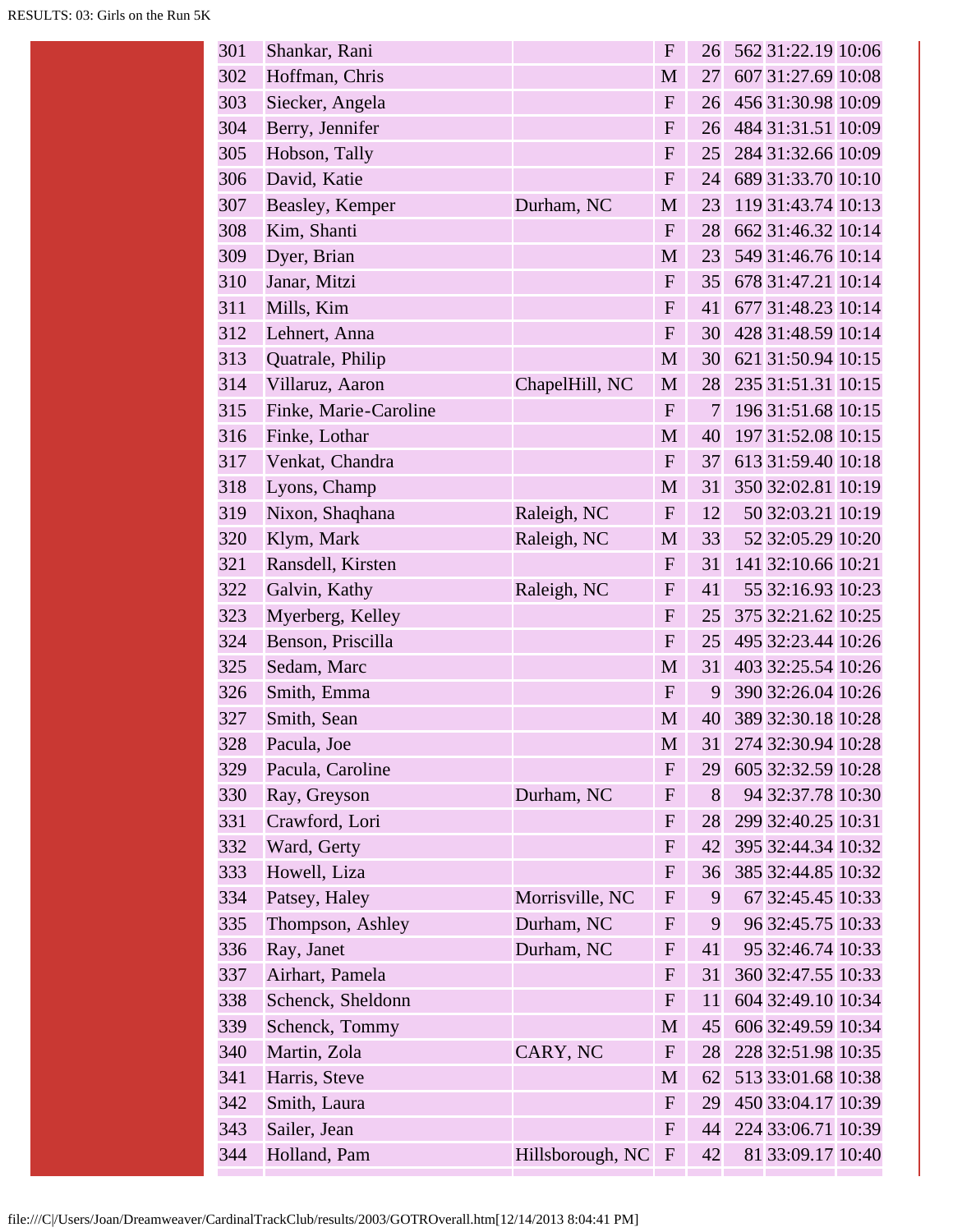| | | | | | | | |
|---|---|---|---|---|---|---|---|
| 301 | Shankar, Rani | | F | 26 | 562 | 31:22.19 | 10:06 |
| 302 | Hoffman, Chris | | M | 27 | 607 | 31:27.69 | 10:08 |
| 303 | Siecker, Angela | | F | 26 | 456 | 31:30.98 | 10:09 |
| 304 | Berry, Jennifer | | F | 26 | 484 | 31:31.51 | 10:09 |
| 305 | Hobson, Tally | | F | 25 | 284 | 31:32.66 | 10:09 |
| 306 | David, Katie | | F | 24 | 689 | 31:33.70 | 10:10 |
| 307 | Beasley, Kemper | Durham, NC | M | 23 | 119 | 31:43.74 | 10:13 |
| 308 | Kim, Shanti | | F | 28 | 662 | 31:46.32 | 10:14 |
| 309 | Dyer, Brian | | M | 23 | 549 | 31:46.76 | 10:14 |
| 310 | Janar, Mitzi | | F | 35 | 678 | 31:47.21 | 10:14 |
| 311 | Mills, Kim | | F | 41 | 677 | 31:48.23 | 10:14 |
| 312 | Lehnert, Anna | | F | 30 | 428 | 31:48.59 | 10:14 |
| 313 | Quatrale, Philip | | M | 30 | 621 | 31:50.94 | 10:15 |
| 314 | Villaruz, Aaron | ChapelHill, NC | M | 28 | 235 | 31:51.31 | 10:15 |
| 315 | Finke, Marie-Caroline | | F | 7 | 196 | 31:51.68 | 10:15 |
| 316 | Finke, Lothar | | M | 40 | 197 | 31:52.08 | 10:15 |
| 317 | Venkat, Chandra | | F | 37 | 613 | 31:59.40 | 10:18 |
| 318 | Lyons, Champ | | M | 31 | 350 | 32:02.81 | 10:19 |
| 319 | Nixon, Shaqhana | Raleigh, NC | F | 12 | 50 | 32:03.21 | 10:19 |
| 320 | Klym, Mark | Raleigh, NC | M | 33 | 52 | 32:05.29 | 10:20 |
| 321 | Ransdell, Kirsten | | F | 31 | 141 | 32:10.66 | 10:21 |
| 322 | Galvin, Kathy | Raleigh, NC | F | 41 | 55 | 32:16.93 | 10:23 |
| 323 | Myerberg, Kelley | | F | 25 | 375 | 32:21.62 | 10:25 |
| 324 | Benson, Priscilla | | F | 25 | 495 | 32:23.44 | 10:26 |
| 325 | Sedam, Marc | | M | 31 | 403 | 32:25.54 | 10:26 |
| 326 | Smith, Emma | | F | 9 | 390 | 32:26.04 | 10:26 |
| 327 | Smith, Sean | | M | 40 | 389 | 32:30.18 | 10:28 |
| 328 | Pacula, Joe | | M | 31 | 274 | 32:30.94 | 10:28 |
| 329 | Pacula, Caroline | | F | 29 | 605 | 32:32.59 | 10:28 |
| 330 | Ray, Greyson | Durham, NC | F | 8 | 94 | 32:37.78 | 10:30 |
| 331 | Crawford, Lori | | F | 28 | 299 | 32:40.25 | 10:31 |
| 332 | Ward, Gerty | | F | 42 | 395 | 32:44.34 | 10:32 |
| 333 | Howell, Liza | | F | 36 | 385 | 32:44.85 | 10:32 |
| 334 | Patsey, Haley | Morrisville, NC | F | 9 | 67 | 32:45.45 | 10:33 |
| 335 | Thompson, Ashley | Durham, NC | F | 9 | 96 | 32:45.75 | 10:33 |
| 336 | Ray, Janet | Durham, NC | F | 41 | 95 | 32:46.74 | 10:33 |
| 337 | Airhart, Pamela | | F | 31 | 360 | 32:47.55 | 10:33 |
| 338 | Schenck, Sheldonn | | F | 11 | 604 | 32:49.10 | 10:34 |
| 339 | Schenck, Tommy | | M | 45 | 606 | 32:49.59 | 10:34 |
| 340 | Martin, Zola | CARY, NC | F | 28 | 228 | 32:51.98 | 10:35 |
| 341 | Harris, Steve | | M | 62 | 513 | 33:01.68 | 10:38 |
| 342 | Smith, Laura | | F | 29 | 450 | 33:04.17 | 10:39 |
| 343 | Sailer, Jean | | F | 44 | 224 | 33:06.71 | 10:39 |
| 344 | Holland, Pam | Hillsborough, NC | F | 42 | 81 | 33:09.17 | 10:40 |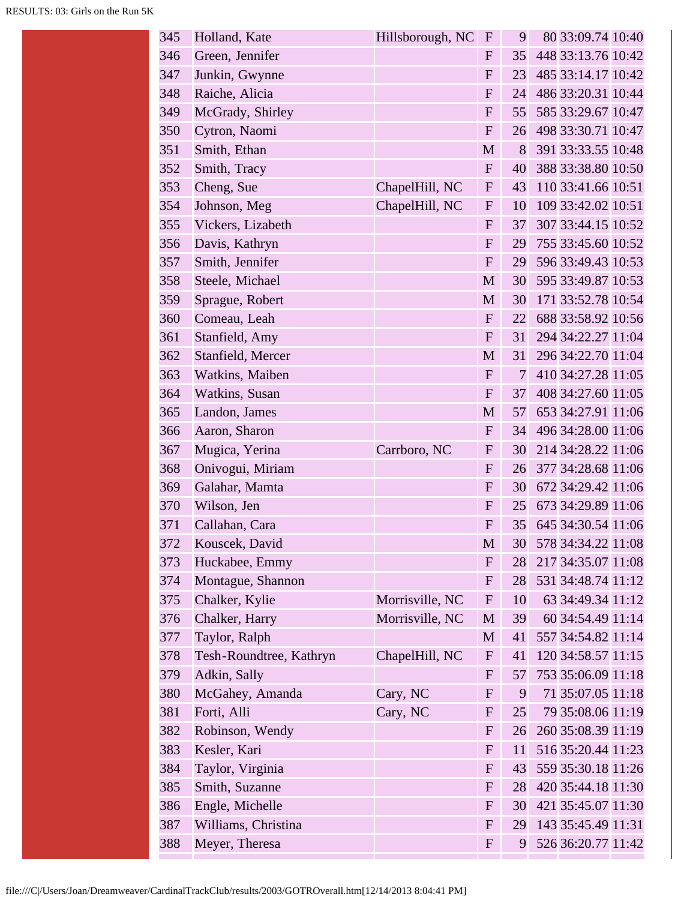| | | | | | | | |
|---|---|---|---|---|---|---|---|
| 345 | Holland, Kate | Hillsborough, NC | F | 9 | 80 | 33:09.74 | 10:40 |
| 346 | Green, Jennifer | | F | 35 | 448 | 33:13.76 | 10:42 |
| 347 | Junkin, Gwynne | | F | 23 | 485 | 33:14.17 | 10:42 |
| 348 | Raiche, Alicia | | F | 24 | 486 | 33:20.31 | 10:44 |
| 349 | McGrady, Shirley | | F | 55 | 585 | 33:29.67 | 10:47 |
| 350 | Cytron, Naomi | | F | 26 | 498 | 33:30.71 | 10:47 |
| 351 | Smith, Ethan | | M | 8 | 391 | 33:33.55 | 10:48 |
| 352 | Smith, Tracy | | F | 40 | 388 | 33:38.80 | 10:50 |
| 353 | Cheng, Sue | ChapelHill, NC | F | 43 | 110 | 33:41.66 | 10:51 |
| 354 | Johnson, Meg | ChapelHill, NC | F | 10 | 109 | 33:42.02 | 10:51 |
| 355 | Vickers, Lizabeth | | F | 37 | 307 | 33:44.15 | 10:52 |
| 356 | Davis, Kathryn | | F | 29 | 755 | 33:45.60 | 10:52 |
| 357 | Smith, Jennifer | | F | 29 | 596 | 33:49.43 | 10:53 |
| 358 | Steele, Michael | | M | 30 | 595 | 33:49.87 | 10:53 |
| 359 | Sprague, Robert | | M | 30 | 171 | 33:52.78 | 10:54 |
| 360 | Comeau, Leah | | F | 22 | 688 | 33:58.92 | 10:56 |
| 361 | Stanfield, Amy | | F | 31 | 294 | 34:22.27 | 11:04 |
| 362 | Stanfield, Mercer | | M | 31 | 296 | 34:22.70 | 11:04 |
| 363 | Watkins, Maiben | | F | 7 | 410 | 34:27.28 | 11:05 |
| 364 | Watkins, Susan | | F | 37 | 408 | 34:27.60 | 11:05 |
| 365 | Landon, James | | M | 57 | 653 | 34:27.91 | 11:06 |
| 366 | Aaron, Sharon | | F | 34 | 496 | 34:28.00 | 11:06 |
| 367 | Mugica, Yerina | Carrboro, NC | F | 30 | 214 | 34:28.22 | 11:06 |
| 368 | Onivogui, Miriam | | F | 26 | 377 | 34:28.68 | 11:06 |
| 369 | Galahar, Mamta | | F | 30 | 672 | 34:29.42 | 11:06 |
| 370 | Wilson, Jen | | F | 25 | 673 | 34:29.89 | 11:06 |
| 371 | Callahan, Cara | | F | 35 | 645 | 34:30.54 | 11:06 |
| 372 | Kouscek, David | | M | 30 | 578 | 34:34.22 | 11:08 |
| 373 | Huckabee, Emmy | | F | 28 | 217 | 34:35.07 | 11:08 |
| 374 | Montague, Shannon | | F | 28 | 531 | 34:48.74 | 11:12 |
| 375 | Chalker, Kylie | Morrisville, NC | F | 10 | 63 | 34:49.34 | 11:12 |
| 376 | Chalker, Harry | Morrisville, NC | M | 39 | 60 | 34:54.49 | 11:14 |
| 377 | Taylor, Ralph | | M | 41 | 557 | 34:54.82 | 11:14 |
| 378 | Tesh-Roundtree, Kathryn | ChapelHill, NC | F | 41 | 120 | 34:58.57 | 11:15 |
| 379 | Adkin, Sally | | F | 57 | 753 | 35:06.09 | 11:18 |
| 380 | McGahey, Amanda | Cary, NC | F | 9 | 71 | 35:07.05 | 11:18 |
| 381 | Forti, Alli | Cary, NC | F | 25 | 79 | 35:08.06 | 11:19 |
| 382 | Robinson, Wendy | | F | 26 | 260 | 35:08.39 | 11:19 |
| 383 | Kesler, Kari | | F | 11 | 516 | 35:20.44 | 11:23 |
| 384 | Taylor, Virginia | | F | 43 | 559 | 35:30.18 | 11:26 |
| 385 | Smith, Suzanne | | F | 28 | 420 | 35:44.18 | 11:30 |
| 386 | Engle, Michelle | | F | 30 | 421 | 35:45.07 | 11:30 |
| 387 | Williams, Christina | | F | 29 | 143 | 35:45.49 | 11:31 |
| 388 | Meyer, Theresa | | F | 9 | 526 | 36:20.77 | 11:42 |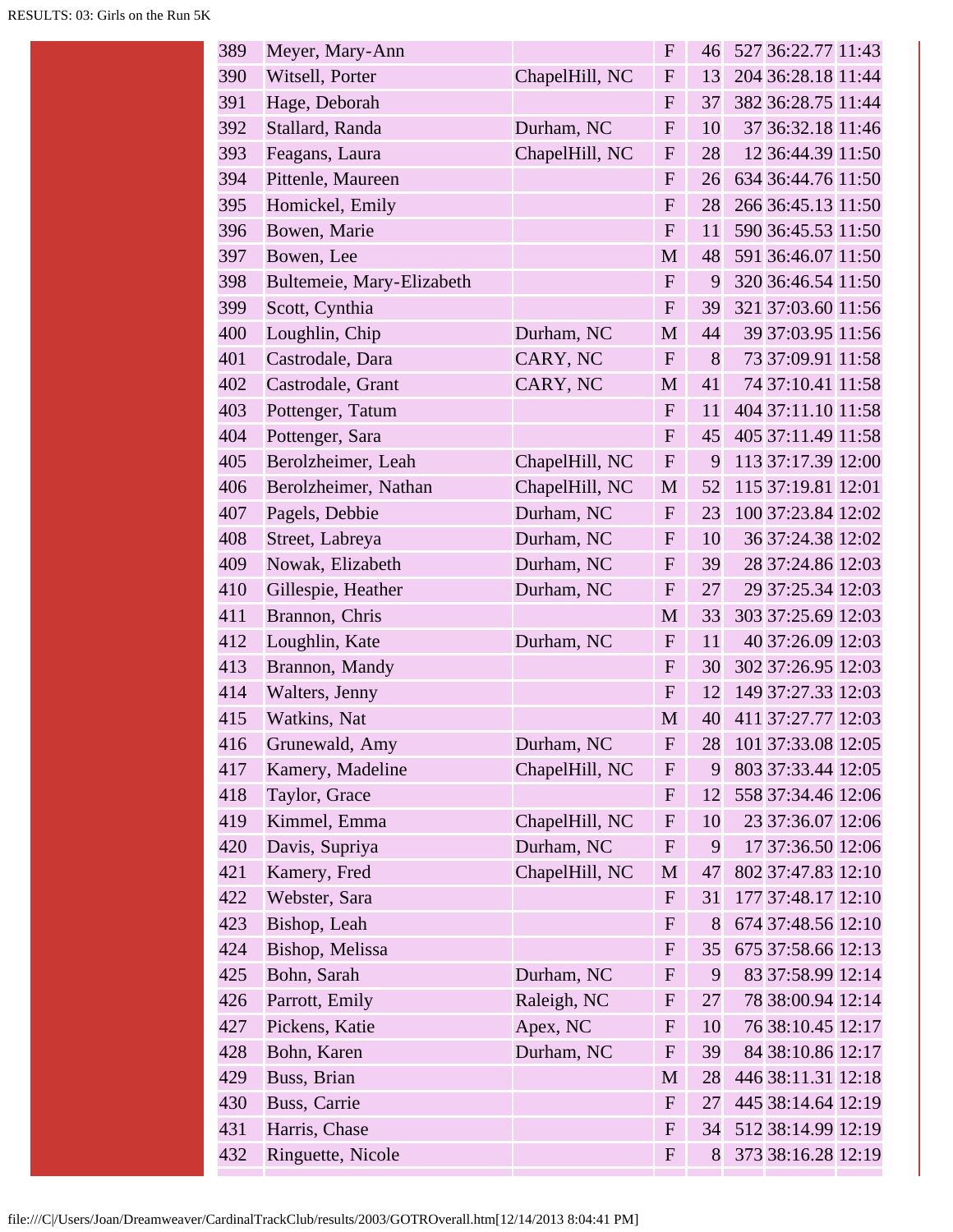| | | | | | | | |
|---|---|---|---|---|---|---|---|
| 389 | Meyer, Mary-Ann | | F | 46 | 527 | 36:22.77 | 11:43 |
| 390 | Witsell, Porter | ChapelHill, NC | F | 13 | 204 | 36:28.18 | 11:44 |
| 391 | Hage, Deborah | | F | 37 | 382 | 36:28.75 | 11:44 |
| 392 | Stallard, Randa | Durham, NC | F | 10 | 37 | 36:32.18 | 11:46 |
| 393 | Feagans, Laura | ChapelHill, NC | F | 28 | 12 | 36:44.39 | 11:50 |
| 394 | Pittenle, Maureen | | F | 26 | 634 | 36:44.76 | 11:50 |
| 395 | Homickel, Emily | | F | 28 | 266 | 36:45.13 | 11:50 |
| 396 | Bowen, Marie | | F | 11 | 590 | 36:45.53 | 11:50 |
| 397 | Bowen, Lee | | M | 48 | 591 | 36:46.07 | 11:50 |
| 398 | Bultemeie, Mary-Elizabeth | | F | 9 | 320 | 36:46.54 | 11:50 |
| 399 | Scott, Cynthia | | F | 39 | 321 | 37:03.60 | 11:56 |
| 400 | Loughlin, Chip | Durham, NC | M | 44 | 39 | 37:03.95 | 11:56 |
| 401 | Castrodale, Dara | CARY, NC | F | 8 | 73 | 37:09.91 | 11:58 |
| 402 | Castrodale, Grant | CARY, NC | M | 41 | 74 | 37:10.41 | 11:58 |
| 403 | Pottenger, Tatum | | F | 11 | 404 | 37:11.10 | 11:58 |
| 404 | Pottenger, Sara | | F | 45 | 405 | 37:11.49 | 11:58 |
| 405 | Berolzheimer, Leah | ChapelHill, NC | F | 9 | 113 | 37:17.39 | 12:00 |
| 406 | Berolzheimer, Nathan | ChapelHill, NC | M | 52 | 115 | 37:19.81 | 12:01 |
| 407 | Pagels, Debbie | Durham, NC | F | 23 | 100 | 37:23.84 | 12:02 |
| 408 | Street, Labreya | Durham, NC | F | 10 | 36 | 37:24.38 | 12:02 |
| 409 | Nowak, Elizabeth | Durham, NC | F | 39 | 28 | 37:24.86 | 12:03 |
| 410 | Gillespie, Heather | Durham, NC | F | 27 | 29 | 37:25.34 | 12:03 |
| 411 | Brannon, Chris | | M | 33 | 303 | 37:25.69 | 12:03 |
| 412 | Loughlin, Kate | Durham, NC | F | 11 | 40 | 37:26.09 | 12:03 |
| 413 | Brannon, Mandy | | F | 30 | 302 | 37:26.95 | 12:03 |
| 414 | Walters, Jenny | | F | 12 | 149 | 37:27.33 | 12:03 |
| 415 | Watkins, Nat | | M | 40 | 411 | 37:27.77 | 12:03 |
| 416 | Grunewald, Amy | Durham, NC | F | 28 | 101 | 37:33.08 | 12:05 |
| 417 | Kamery, Madeline | ChapelHill, NC | F | 9 | 803 | 37:33.44 | 12:05 |
| 418 | Taylor, Grace | | F | 12 | 558 | 37:34.46 | 12:06 |
| 419 | Kimmel, Emma | ChapelHill, NC | F | 10 | 23 | 37:36.07 | 12:06 |
| 420 | Davis, Supriya | Durham, NC | F | 9 | 17 | 37:36.50 | 12:06 |
| 421 | Kamery, Fred | ChapelHill, NC | M | 47 | 802 | 37:47.83 | 12:10 |
| 422 | Webster, Sara | | F | 31 | 177 | 37:48.17 | 12:10 |
| 423 | Bishop, Leah | | F | 8 | 674 | 37:48.56 | 12:10 |
| 424 | Bishop, Melissa | | F | 35 | 675 | 37:58.66 | 12:13 |
| 425 | Bohn, Sarah | Durham, NC | F | 9 | 83 | 37:58.99 | 12:14 |
| 426 | Parrott, Emily | Raleigh, NC | F | 27 | 78 | 38:00.94 | 12:14 |
| 427 | Pickens, Katie | Apex, NC | F | 10 | 76 | 38:10.45 | 12:17 |
| 428 | Bohn, Karen | Durham, NC | F | 39 | 84 | 38:10.86 | 12:17 |
| 429 | Buss, Brian | | M | 28 | 446 | 38:11.31 | 12:18 |
| 430 | Buss, Carrie | | F | 27 | 445 | 38:14.64 | 12:19 |
| 431 | Harris, Chase | | F | 34 | 512 | 38:14.99 | 12:19 |
| 432 | Ringuette, Nicole | | F | 8 | 373 | 38:16.28 | 12:19 |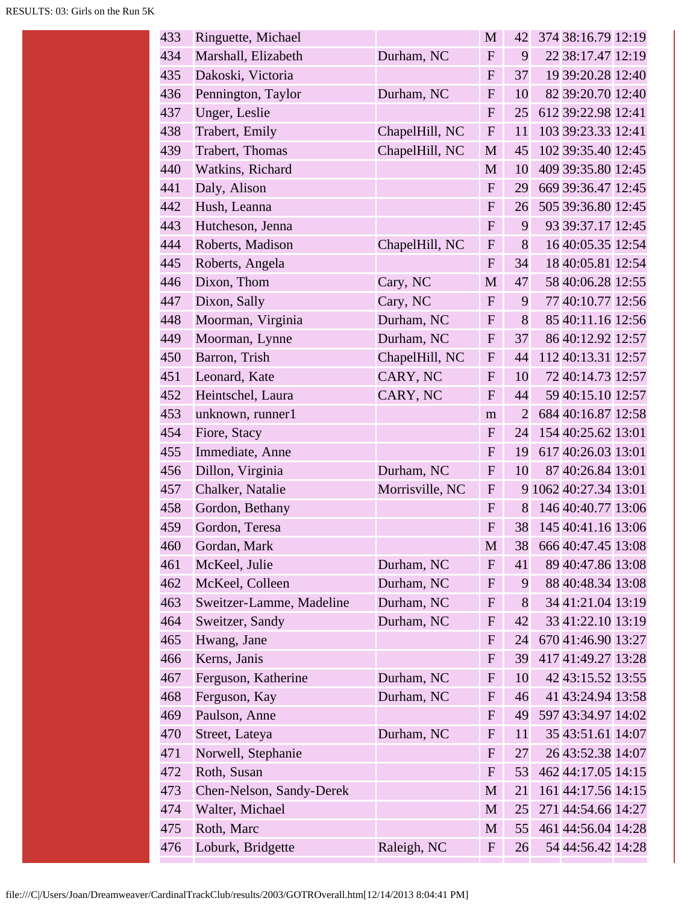| | | | | | | | |
|---|---|---|---|---|---|---|---|
| 433 | Ringuette, Michael | | M | 42 | 374 | 38:16.79 | 12:19 |
| 434 | Marshall, Elizabeth | Durham, NC | F | 9 | 22 | 38:17.47 | 12:19 |
| 435 | Dakoski, Victoria | | F | 37 | 19 | 39:20.28 | 12:40 |
| 436 | Pennington, Taylor | Durham, NC | F | 10 | 82 | 39:20.70 | 12:40 |
| 437 | Unger, Leslie | | F | 25 | 612 | 39:22.98 | 12:41 |
| 438 | Trabert, Emily | ChapelHill, NC | F | 11 | 103 | 39:23.33 | 12:41 |
| 439 | Trabert, Thomas | ChapelHill, NC | M | 45 | 102 | 39:35.40 | 12:45 |
| 440 | Watkins, Richard | | M | 10 | 409 | 39:35.80 | 12:45 |
| 441 | Daly, Alison | | F | 29 | 669 | 39:36.47 | 12:45 |
| 442 | Hush, Leanna | | F | 26 | 505 | 39:36.80 | 12:45 |
| 443 | Hutcheson, Jenna | | F | 9 | 93 | 39:37.17 | 12:45 |
| 444 | Roberts, Madison | ChapelHill, NC | F | 8 | 16 | 40:05.35 | 12:54 |
| 445 | Roberts, Angela | | F | 34 | 18 | 40:05.81 | 12:54 |
| 446 | Dixon, Thom | Cary, NC | M | 47 | 58 | 40:06.28 | 12:55 |
| 447 | Dixon, Sally | Cary, NC | F | 9 | 77 | 40:10.77 | 12:56 |
| 448 | Moorman, Virginia | Durham, NC | F | 8 | 85 | 40:11.16 | 12:56 |
| 449 | Moorman, Lynne | Durham, NC | F | 37 | 86 | 40:12.92 | 12:57 |
| 450 | Barron, Trish | ChapelHill, NC | F | 44 | 112 | 40:13.31 | 12:57 |
| 451 | Leonard, Kate | CARY, NC | F | 10 | 72 | 40:14.73 | 12:57 |
| 452 | Heintschel, Laura | CARY, NC | F | 44 | 59 | 40:15.10 | 12:57 |
| 453 | unknown, runner1 | | m | 2 | 684 | 40:16.87 | 12:58 |
| 454 | Fiore, Stacy | | F | 24 | 154 | 40:25.62 | 13:01 |
| 455 | Immediate, Anne | | F | 19 | 617 | 40:26.03 | 13:01 |
| 456 | Dillon, Virginia | Durham, NC | F | 10 | 87 | 40:26.84 | 13:01 |
| 457 | Chalker, Natalie | Morrisville, NC | F | 9 | 1062 | 40:27.34 | 13:01 |
| 458 | Gordon, Bethany | | F | 8 | 146 | 40:40.77 | 13:06 |
| 459 | Gordon, Teresa | | F | 38 | 145 | 40:41.16 | 13:06 |
| 460 | Gordan, Mark | | M | 38 | 666 | 40:47.45 | 13:08 |
| 461 | McKeel, Julie | Durham, NC | F | 41 | 89 | 40:47.86 | 13:08 |
| 462 | McKeel, Colleen | Durham, NC | F | 9 | 88 | 40:48.34 | 13:08 |
| 463 | Sweitzer-Lamme, Madeline | Durham, NC | F | 8 | 34 | 41:21.04 | 13:19 |
| 464 | Sweitzer, Sandy | Durham, NC | F | 42 | 33 | 41:22.10 | 13:19 |
| 465 | Hwang, Jane | | F | 24 | 670 | 41:46.90 | 13:27 |
| 466 | Kerns, Janis | | F | 39 | 417 | 41:49.27 | 13:28 |
| 467 | Ferguson, Katherine | Durham, NC | F | 10 | 42 | 43:15.52 | 13:55 |
| 468 | Ferguson, Kay | Durham, NC | F | 46 | 41 | 43:24.94 | 13:58 |
| 469 | Paulson, Anne | | F | 49 | 597 | 43:34.97 | 14:02 |
| 470 | Street, Lateya | Durham, NC | F | 11 | 35 | 43:51.61 | 14:07 |
| 471 | Norwell, Stephanie | | F | 27 | 26 | 43:52.38 | 14:07 |
| 472 | Roth, Susan | | F | 53 | 462 | 44:17.05 | 14:15 |
| 473 | Chen-Nelson, Sandy-Derek | | M | 21 | 161 | 44:17.56 | 14:15 |
| 474 | Walter, Michael | | M | 25 | 271 | 44:54.66 | 14:27 |
| 475 | Roth, Marc | | M | 55 | 461 | 44:56.04 | 14:28 |
| 476 | Loburk, Bridgette | Raleigh, NC | F | 26 | 54 | 44:56.42 | 14:28 |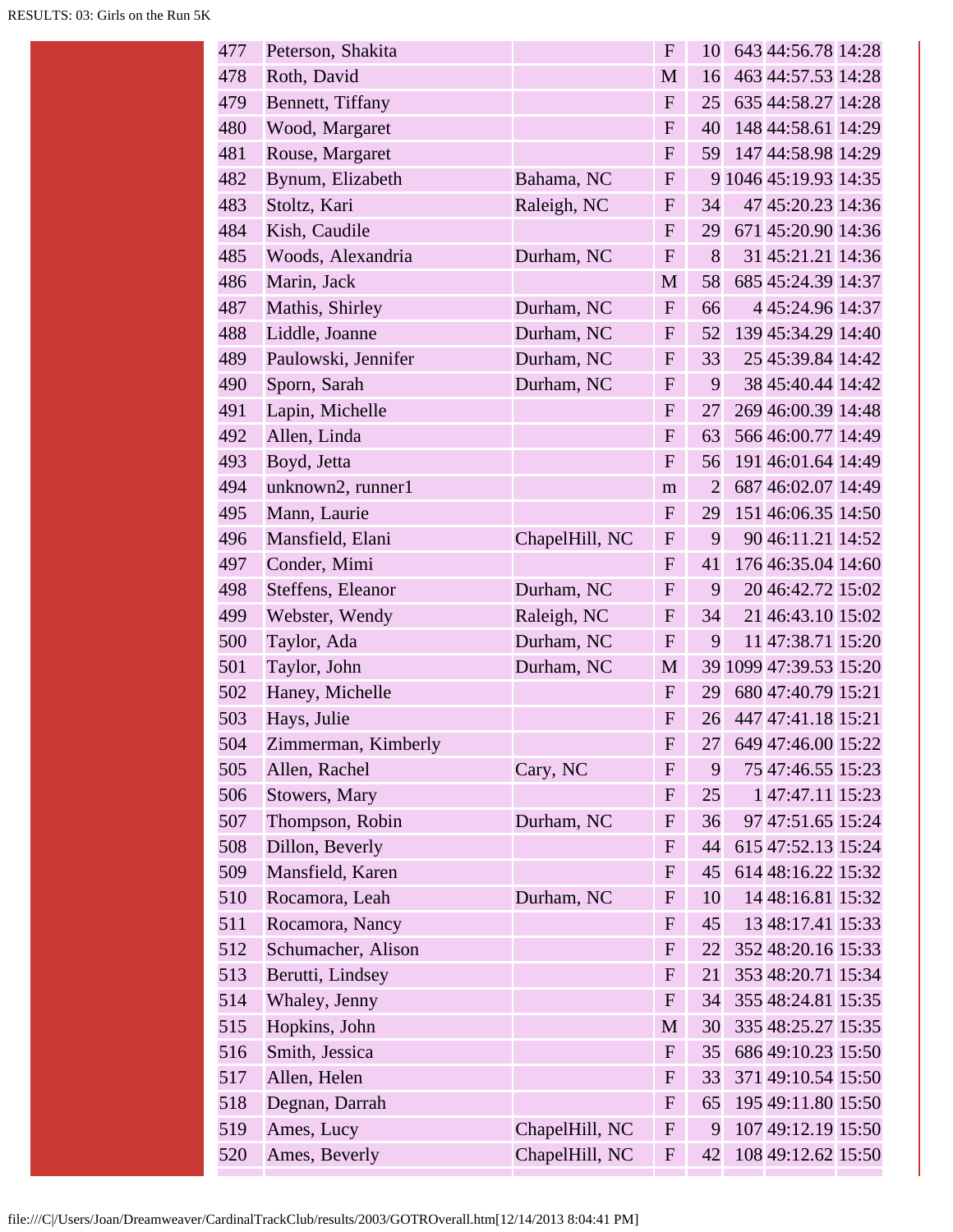| | | | | | | | |
|---|---|---|---|---|---|---|---|
| 477 | Peterson, Shakita | | F | 10 | 643 | 44:56.78 | 14:28 |
| 478 | Roth, David | | M | 16 | 463 | 44:57.53 | 14:28 |
| 479 | Bennett, Tiffany | | F | 25 | 635 | 44:58.27 | 14:28 |
| 480 | Wood, Margaret | | F | 40 | 148 | 44:58.61 | 14:29 |
| 481 | Rouse, Margaret | | F | 59 | 147 | 44:58.98 | 14:29 |
| 482 | Bynum, Elizabeth | Bahama, NC | F | 9 | 1046 | 45:19.93 | 14:35 |
| 483 | Stoltz, Kari | Raleigh, NC | F | 34 | 47 | 45:20.23 | 14:36 |
| 484 | Kish, Caudile | | F | 29 | 671 | 45:20.90 | 14:36 |
| 485 | Woods, Alexandria | Durham, NC | F | 8 | 31 | 45:21.21 | 14:36 |
| 486 | Marin, Jack | | M | 58 | 685 | 45:24.39 | 14:37 |
| 487 | Mathis, Shirley | Durham, NC | F | 66 | 4 | 45:24.96 | 14:37 |
| 488 | Liddle, Joanne | Durham, NC | F | 52 | 139 | 45:34.29 | 14:40 |
| 489 | Paulowski, Jennifer | Durham, NC | F | 33 | 25 | 45:39.84 | 14:42 |
| 490 | Sporn, Sarah | Durham, NC | F | 9 | 38 | 45:40.44 | 14:42 |
| 491 | Lapin, Michelle | | F | 27 | 269 | 46:00.39 | 14:48 |
| 492 | Allen, Linda | | F | 63 | 566 | 46:00.77 | 14:49 |
| 493 | Boyd, Jetta | | F | 56 | 191 | 46:01.64 | 14:49 |
| 494 | unknown2, runner1 | | m | 2 | 687 | 46:02.07 | 14:49 |
| 495 | Mann, Laurie | | F | 29 | 151 | 46:06.35 | 14:50 |
| 496 | Mansfield, Elani | ChapelHill, NC | F | 9 | 90 | 46:11.21 | 14:52 |
| 497 | Conder, Mimi | | F | 41 | 176 | 46:35.04 | 14:60 |
| 498 | Steffens, Eleanor | Durham, NC | F | 9 | 20 | 46:42.72 | 15:02 |
| 499 | Webster, Wendy | Raleigh, NC | F | 34 | 21 | 46:43.10 | 15:02 |
| 500 | Taylor, Ada | Durham, NC | F | 9 | 11 | 47:38.71 | 15:20 |
| 501 | Taylor, John | Durham, NC | M | 39 | 1099 | 47:39.53 | 15:20 |
| 502 | Haney, Michelle | | F | 29 | 680 | 47:40.79 | 15:21 |
| 503 | Hays, Julie | | F | 26 | 447 | 47:41.18 | 15:21 |
| 504 | Zimmerman, Kimberly | | F | 27 | 649 | 47:46.00 | 15:22 |
| 505 | Allen, Rachel | Cary, NC | F | 9 | 75 | 47:46.55 | 15:23 |
| 506 | Stowers, Mary | | F | 25 | 1 | 47:47.11 | 15:23 |
| 507 | Thompson, Robin | Durham, NC | F | 36 | 97 | 47:51.65 | 15:24 |
| 508 | Dillon, Beverly | | F | 44 | 615 | 47:52.13 | 15:24 |
| 509 | Mansfield, Karen | | F | 45 | 614 | 48:16.22 | 15:32 |
| 510 | Rocamora, Leah | Durham, NC | F | 10 | 14 | 48:16.81 | 15:32 |
| 511 | Rocamora, Nancy | | F | 45 | 13 | 48:17.41 | 15:33 |
| 512 | Schumacher, Alison | | F | 22 | 352 | 48:20.16 | 15:33 |
| 513 | Berutti, Lindsey | | F | 21 | 353 | 48:20.71 | 15:34 |
| 514 | Whaley, Jenny | | F | 34 | 355 | 48:24.81 | 15:35 |
| 515 | Hopkins, John | | M | 30 | 335 | 48:25.27 | 15:35 |
| 516 | Smith, Jessica | | F | 35 | 686 | 49:10.23 | 15:50 |
| 517 | Allen, Helen | | F | 33 | 371 | 49:10.54 | 15:50 |
| 518 | Degnan, Darrah | | F | 65 | 195 | 49:11.80 | 15:50 |
| 519 | Ames, Lucy | ChapelHill, NC | F | 9 | 107 | 49:12.19 | 15:50 |
| 520 | Ames, Beverly | ChapelHill, NC | F | 42 | 108 | 49:12.62 | 15:50 |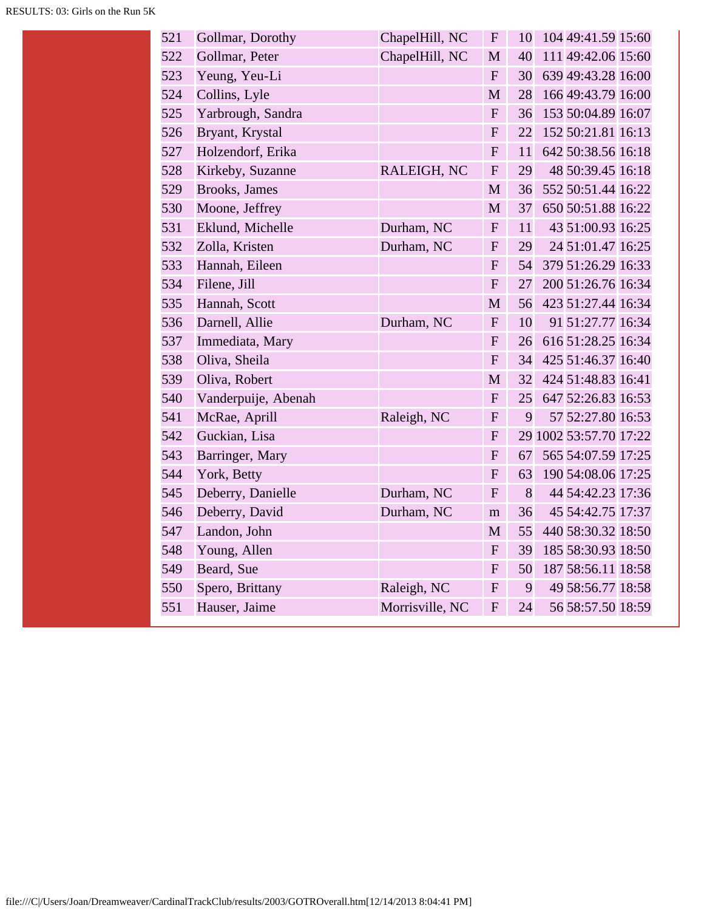| | | | | | | | |
|---|---|---|---|---|---|---|---|
| 521 | Gollmar, Dorothy | ChapelHill, NC | F | 10 | 104 | 49:41.59 | 15:60 |
| 522 | Gollmar, Peter | ChapelHill, NC | M | 40 | 111 | 49:42.06 | 15:60 |
| 523 | Yeung, Yeu-Li | | F | 30 | 639 | 49:43.28 | 16:00 |
| 524 | Collins, Lyle | | M | 28 | 166 | 49:43.79 | 16:00 |
| 525 | Yarbrough, Sandra | | F | 36 | 153 | 50:04.89 | 16:07 |
| 526 | Bryant, Krystal | | F | 22 | 152 | 50:21.81 | 16:13 |
| 527 | Holzendorf, Erika | | F | 11 | 642 | 50:38.56 | 16:18 |
| 528 | Kirkeby, Suzanne | RALEIGH, NC | F | 29 | 48 | 50:39.45 | 16:18 |
| 529 | Brooks, James | | M | 36 | 552 | 50:51.44 | 16:22 |
| 530 | Moone, Jeffrey | | M | 37 | 650 | 50:51.88 | 16:22 |
| 531 | Eklund, Michelle | Durham, NC | F | 11 | 43 | 51:00.93 | 16:25 |
| 532 | Zolla, Kristen | Durham, NC | F | 29 | 24 | 51:01.47 | 16:25 |
| 533 | Hannah, Eileen | | F | 54 | 379 | 51:26.29 | 16:33 |
| 534 | Filene, Jill | | F | 27 | 200 | 51:26.76 | 16:34 |
| 535 | Hannah, Scott | | M | 56 | 423 | 51:27.44 | 16:34 |
| 536 | Darnell, Allie | Durham, NC | F | 10 | 91 | 51:27.77 | 16:34 |
| 537 | Immediata, Mary | | F | 26 | 616 | 51:28.25 | 16:34 |
| 538 | Oliva, Sheila | | F | 34 | 425 | 51:46.37 | 16:40 |
| 539 | Oliva, Robert | | M | 32 | 424 | 51:48.83 | 16:41 |
| 540 | Vanderpuije, Abenah | | F | 25 | 647 | 52:26.83 | 16:53 |
| 541 | McRae, Aprill | Raleigh, NC | F | 9 | 57 | 52:27.80 | 16:53 |
| 542 | Guckian, Lisa | | F | 29 | 1002 | 53:57.70 | 17:22 |
| 543 | Barringer, Mary | | F | 67 | 565 | 54:07.59 | 17:25 |
| 544 | York, Betty | | F | 63 | 190 | 54:08.06 | 17:25 |
| 545 | Deberry, Danielle | Durham, NC | F | 8 | 44 | 54:42.23 | 17:36 |
| 546 | Deberry, David | Durham, NC | m | 36 | 45 | 54:42.75 | 17:37 |
| 547 | Landon, John | | M | 55 | 440 | 58:30.32 | 18:50 |
| 548 | Young, Allen | | F | 39 | 185 | 58:30.93 | 18:50 |
| 549 | Beard, Sue | | F | 50 | 187 | 58:56.11 | 18:58 |
| 550 | Spero, Brittany | Raleigh, NC | F | 9 | 49 | 58:56.77 | 18:58 |
| 551 | Hauser, Jaime | Morrisville, NC | F | 24 | 56 | 58:57.50 | 18:59 |